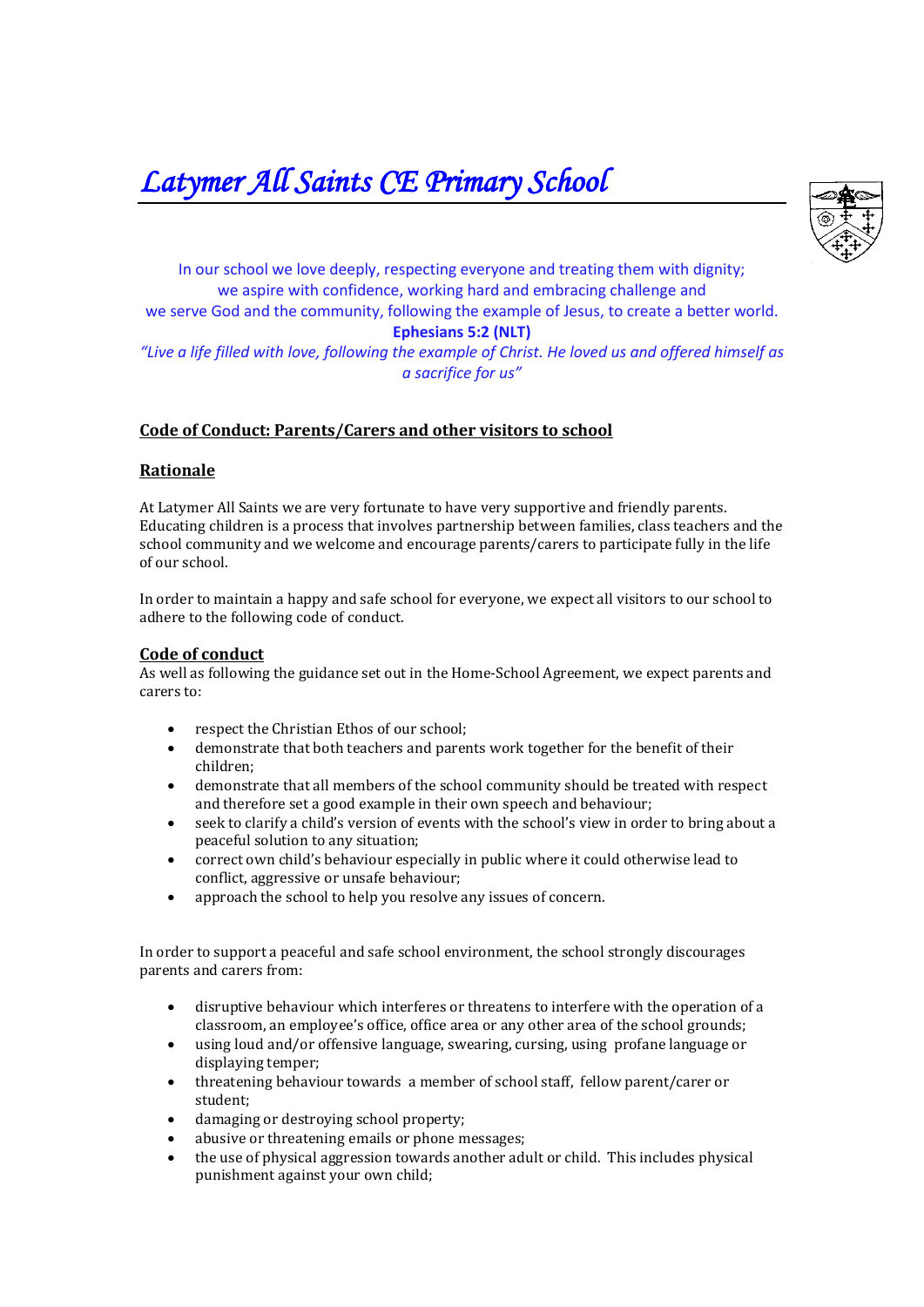# *Latymer All Saints CE Primary School*

In our school we love deeply, respecting everyone and treating them with dignity;
we aspire with confidence, working hard and embracing challenge and
we serve God and the community, following the example of Jesus, to create a better world.

**Ephesians 5:2 (NLT)**

*"Live a life filled with love, following the example of Christ. He loved us and offered himself as a sacrifice for us"*

## Code of Conduct: Parents/Carers and other visitors to school

### Rationale

At Latymer All Saints we are very fortunate to have very supportive and friendly parents. Educating children is a process that involves partnership between families, class teachers and the school community and we welcome and encourage parents/carers to participate fully in the life of our school.

In order to maintain a happy and safe school for everyone, we expect all visitors to our school to adhere to the following code of conduct.

### Code of conduct

As well as following the guidance set out in the Home-School Agreement, we expect parents and carers to:

- respect the Christian Ethos of our school;
- demonstrate that both teachers and parents work together for the benefit of their children;
- demonstrate that all members of the school community should be treated with respect and therefore set a good example in their own speech and behaviour;
- seek to clarify a child's version of events with the school's view in order to bring about a peaceful solution to any situation;
- correct own child's behaviour especially in public where it could otherwise lead to conflict, aggressive or unsafe behaviour;
- approach the school to help you resolve any issues of concern.

In order to support a peaceful and safe school environment, the school strongly discourages parents and carers from:

- disruptive behaviour which interferes or threatens to interfere with the operation of a classroom, an employee's office, office area or any other area of the school grounds;
- using loud and/or offensive language, swearing, cursing, using profane language or displaying temper;
- threatening behaviour towards a member of school staff, fellow parent/carer or student;
- damaging or destroying school property;
- abusive or threatening emails or phone messages;
- the use of physical aggression towards another adult or child. This includes physical punishment against your own child;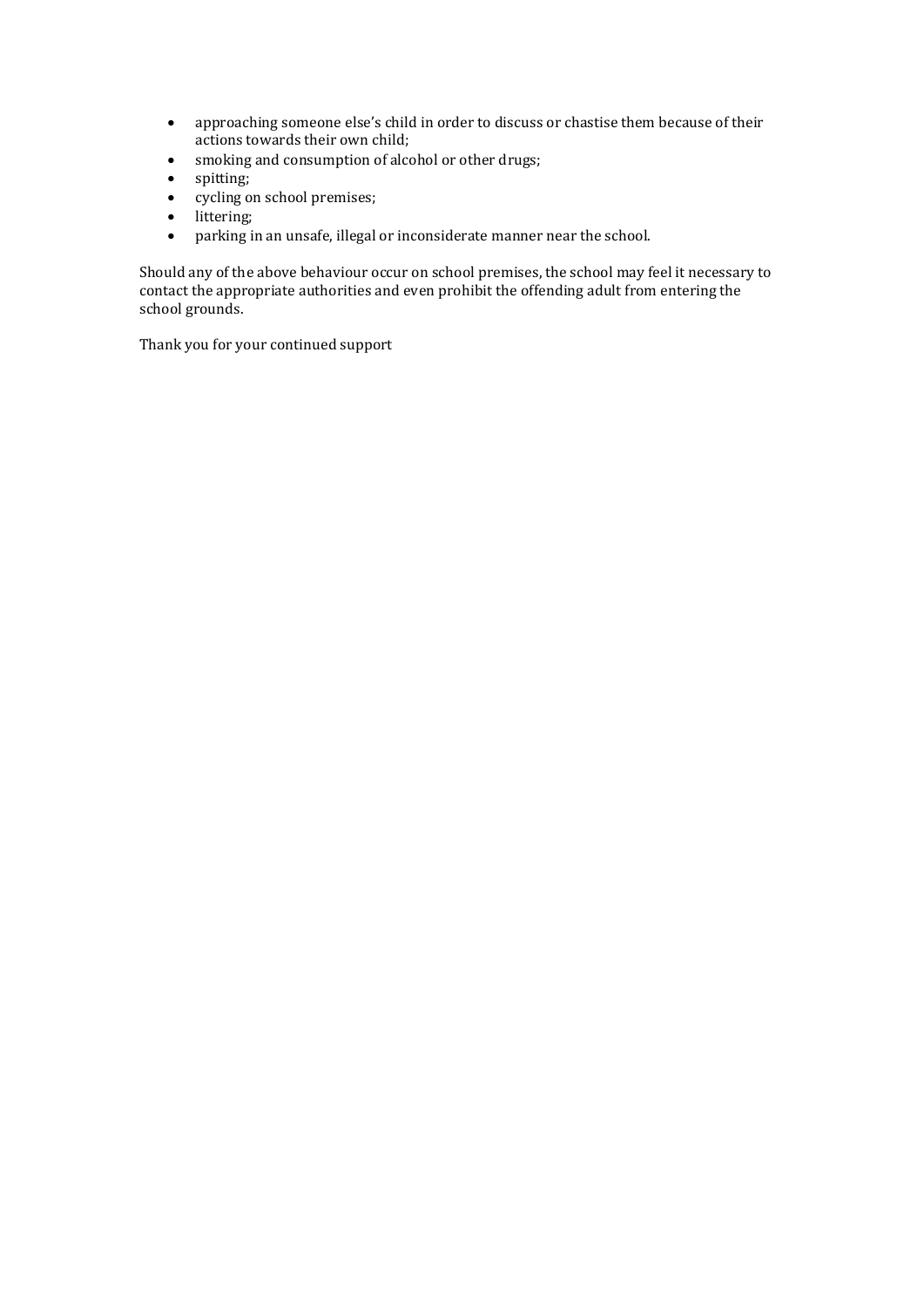- approaching someone else's child in order to discuss or chastise them because of their actions towards their own child;
- smoking and consumption of alcohol or other drugs;
- spitting;
- cycling on school premises;
- littering;
- parking in an unsafe, illegal or inconsiderate manner near the school.

Should any of the above behaviour occur on school premises, the school may feel it necessary to contact the appropriate authorities and even prohibit the offending adult from entering the school grounds.

Thank you for your continued support